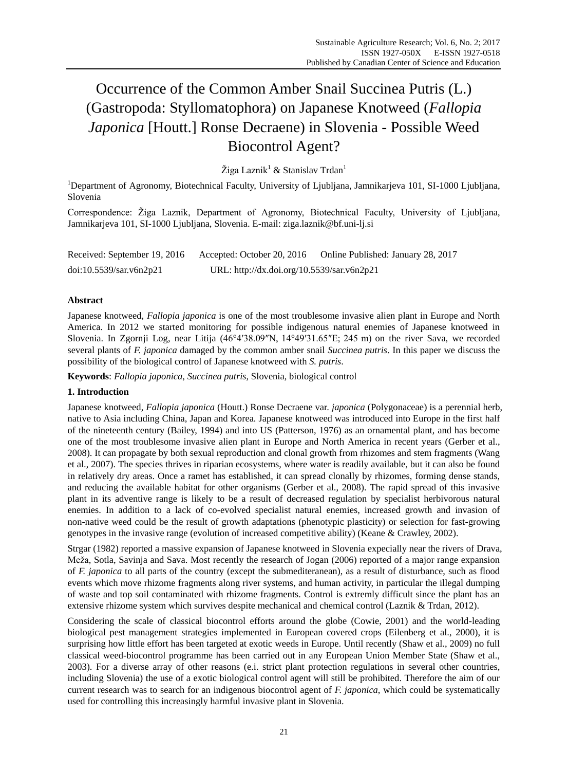# Occurrence of the Common Amber Snail Succinea Putris (L.) (Gastropoda: Styllomatophora) on Japanese Knotweed (*Fallopia Japonica* [Houtt.] Ronse Decraene) in Slovenia - Possible Weed Biocontrol Agent?

Žiga Laznik[1] & Stanislav Trdan[1]

[1]Department of Agronomy, Biotechnical Faculty, University of Ljubljana, Jamnikarjeva 101, SI-1000 Ljubljana, Slovenia

Correspondence: Žiga Laznik, Department of Agronomy, Biotechnical Faculty, University of Ljubljana, Jamnikarjeva 101, SI-1000 Ljubljana, Slovenia. E-mail: ziga.laznik@bf.uni-lj.si

Received: September 19, 2016 Accepted: October 20, 2016 Online Published: January 28, 2017

doi:10.5539/sar.v6n2p21 URL: http://dx.doi.org/10.5539/sar.v6n2p21

## Abstract

Japanese knotweed, *Fallopia japonica* is one of the most troublesome invasive alien plant in Europe and North America. In 2012 we started monitoring for possible indigenous natural enemies of Japanese knotweed in Slovenia. In Zgornji Log, near Litija (46°4′38.09″N, 14°49′31.65″E; 245 m) on the river Sava, we recorded several plants of *F. japonica* damaged by the common amber snail *Succinea putris*. In this paper we discuss the possibility of the biological control of Japanese knotweed with *S. putris*.

**Keywords**: *Fallopia japonica*, *Succinea putris*, Slovenia, biological control

## 1. Introduction

Japanese knotweed, *Fallopia japonica* (Houtt.) Ronse Decraene var. *japonica* (Polygonaceae) is a perennial herb, native to Asia including China, Japan and Korea. Japanese knotweed was introduced into Europe in the first half of the nineteenth century (Bailey, 1994) and into US (Patterson, 1976) as an ornamental plant, and has become one of the most troublesome invasive alien plant in Europe and North America in recent years (Gerber et al., 2008). It can propagate by both sexual reproduction and clonal growth from rhizomes and stem fragments (Wang et al., 2007). The species thrives in riparian ecosystems, where water is readily available, but it can also be found in relatively dry areas. Once a ramet has established, it can spread clonally by rhizomes, forming dense stands, and reducing the available habitat for other organisms (Gerber et al., 2008). The rapid spread of this invasive plant in its adventive range is likely to be a result of decreased regulation by specialist herbivorous natural enemies. In addition to a lack of co-evolved specialist natural enemies, increased growth and invasion of non-native weed could be the result of growth adaptations (phenotypic plasticity) or selection for fast-growing genotypes in the invasive range (evolution of increased competitive ability) (Keane & Crawley, 2002).

Strgar (1982) reported a massive expansion of Japanese knotweed in Slovenia expecially near the rivers of Drava, Meža, Sotla, Savinja and Sava. Most recently the research of Jogan (2006) reported of a major range expansion of *F. japonica* to all parts of the country (except the submediteranean), as a result of disturbance, such as flood events which move rhizome fragments along river systems, and human activity, in particular the illegal dumping of waste and top soil contaminated with rhizome fragments. Control is extremly difficult since the plant has an extensive rhizome system which survives despite mechanical and chemical control (Laznik & Trdan, 2012).

Considering the scale of classical biocontrol efforts around the globe (Cowie, 2001) and the world-leading biological pest management strategies implemented in European covered crops (Eilenberg et al., 2000), it is surprising how little effort has been targeted at exotic weeds in Europe. Until recently (Shaw et al., 2009) no full classical weed-biocontrol programme has been carried out in any European Union Member State (Shaw et al., 2003). For a diverse array of other reasons (e.i. strict plant protection regulations in several other countries, including Slovenia) the use of a exotic biological control agent will still be prohibited. Therefore the aim of our current research was to search for an indigenous biocontrol agent of *F. japonica*, which could be systematically used for controlling this increasingly harmful invasive plant in Slovenia.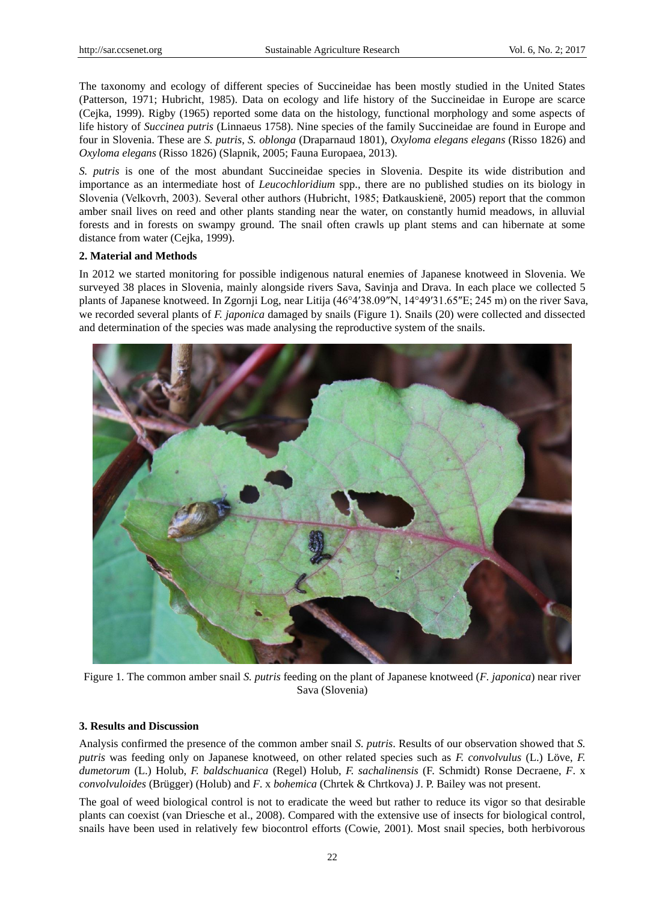The taxonomy and ecology of different species of Succineidae has been mostly studied in the United States (Patterson, 1971; Hubricht, 1985). Data on ecology and life history of the Succineidae in Europe are scarce (Cejka, 1999). Rigby (1965) reported some data on the histology, functional morphology and some aspects of life history of *Succinea putris* (Linnaeus 1758). Nine species of the family Succineidae are found in Europe and four in Slovenia. These are *S. putris*, *S. oblonga* (Draparnaud 1801), *Oxyloma elegans elegans* (Risso 1826) and *Oxyloma elegans* (Risso 1826) (Slapnik, 2005; Fauna Europaea, 2013).

*S. putris* is one of the most abundant Succineidae species in Slovenia. Despite its wide distribution and importance as an intermediate host of *Leucochloridium* spp., there are no published studies on its biology in Slovenia (Velkovrh, 2003). Several other authors (Hubricht, 1985; Đatkauskienë, 2005) report that the common amber snail lives on reed and other plants standing near the water, on constantly humid meadows, in alluvial forests and in forests on swampy ground. The snail often crawls up plant stems and can hibernate at some distance from water (Cejka, 1999).

## 2. Material and Methods

In 2012 we started monitoring for possible indigenous natural enemies of Japanese knotweed in Slovenia. We surveyed 38 places in Slovenia, mainly alongside rivers Sava, Savinja and Drava. In each place we collected 5 plants of Japanese knotweed. In Zgornji Log, near Litija (46°4′38.09″N, 14°49′31.65″E; 245 m) on the river Sava, we recorded several plants of *F. japonica* damaged by snails (Figure 1). Snails (20) were collected and dissected and determination of the species was made analysing the reproductive system of the snails.

Figure 1. The common amber snail *S. putris* feeding on the plant of Japanese knotweed (*F. japonica*) near river Sava (Slovenia)

## 3. Results and Discussion

Analysis confirmed the presence of the common amber snail *S. putris*. Results of our observation showed that *S. putris* was feeding only on Japanese knotweed, on other related species such as *F. convolvulus* (L.) Löve, *F. dumetorum* (L.) Holub, *F. baldschuanica* (Regel) Holub, *F. sachalinensis* (F. Schmidt) Ronse Decraene, *F*. x *convolvuloides* (Brügger) (Holub) and *F*. x *bohemica* (Chrtek & Chrtkova) J. P. Bailey was not present.

The goal of weed biological control is not to eradicate the weed but rather to reduce its vigor so that desirable plants can coexist (van Driesche et al., 2008). Compared with the extensive use of insects for biological control, snails have been used in relatively few biocontrol efforts (Cowie, 2001). Most snail species, both herbivorous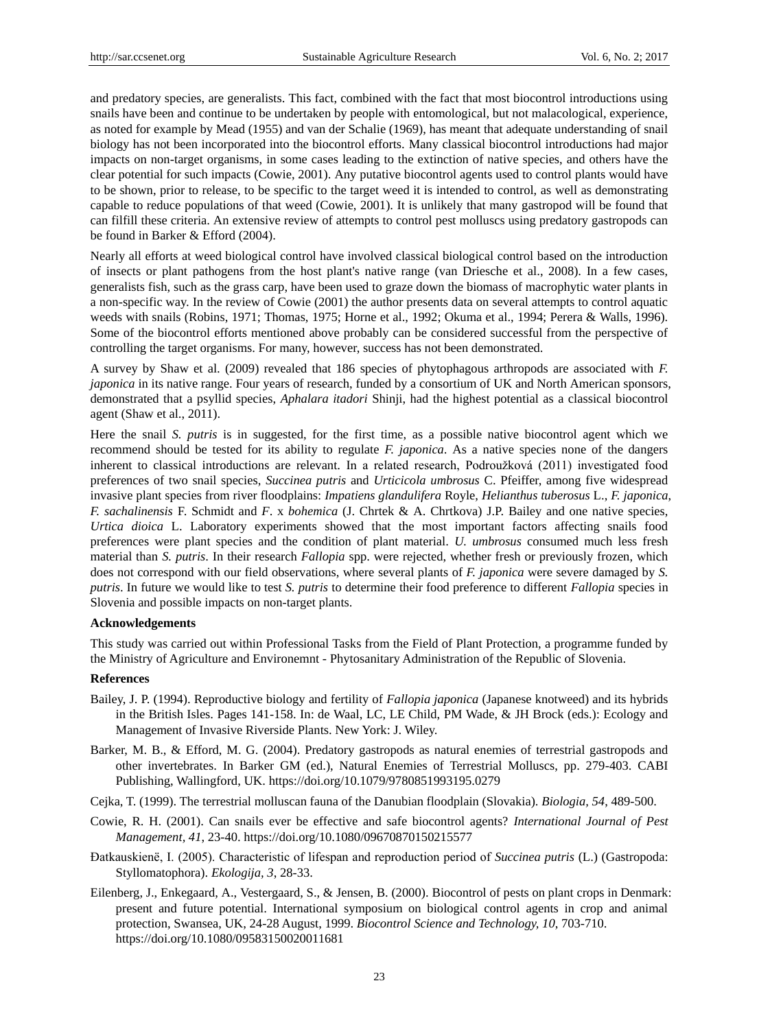and predatory species, are generalists. This fact, combined with the fact that most biocontrol introductions using snails have been and continue to be undertaken by people with entomological, but not malacological, experience, as noted for example by Mead (1955) and van der Schalie (1969), has meant that adequate understanding of snail biology has not been incorporated into the biocontrol efforts. Many classical biocontrol introductions had major impacts on non-target organisms, in some cases leading to the extinction of native species, and others have the clear potential for such impacts (Cowie, 2001). Any putative biocontrol agents used to control plants would have to be shown, prior to release, to be specific to the target weed it is intended to control, as well as demonstrating capable to reduce populations of that weed (Cowie, 2001). It is unlikely that many gastropod will be found that can filfill these criteria. An extensive review of attempts to control pest molluscs using predatory gastropods can be found in Barker & Efford (2004).

Nearly all efforts at weed biological control have involved classical biological control based on the introduction of insects or plant pathogens from the host plant's native range (van Driesche et al., 2008). In a few cases, generalists fish, such as the grass carp, have been used to graze down the biomass of macrophytic water plants in a non-specific way. In the review of Cowie (2001) the author presents data on several attempts to control aquatic weeds with snails (Robins, 1971; Thomas, 1975; Horne et al., 1992; Okuma et al., 1994; Perera & Walls, 1996). Some of the biocontrol efforts mentioned above probably can be considered successful from the perspective of controlling the target organisms. For many, however, success has not been demonstrated.

A survey by Shaw et al. (2009) revealed that 186 species of phytophagous arthropods are associated with *F. japonica* in its native range. Four years of research, funded by a consortium of UK and North American sponsors, demonstrated that a psyllid species, *Aphalara itadori* Shinji, had the highest potential as a classical biocontrol agent (Shaw et al., 2011).

Here the snail *S. putris* is in suggested, for the first time, as a possible native biocontrol agent which we recommend should be tested for its ability to regulate *F. japonica*. As a native species none of the dangers inherent to classical introductions are relevant. In a related research, Podroužková (2011) investigated food preferences of two snail species, *Succinea putris* and *Urticicola umbrosus* C. Pfeiffer, among five widespread invasive plant species from river floodplains: *Impatiens glandulifera* Royle, *Helianthus tuberosus* L., *F. japonica*, *F. sachalinensis* F. Schmidt and *F*. x *bohemica* (J. Chrtek & A. Chrtkova) J.P. Bailey and one native species, *Urtica dioica* L. Laboratory experiments showed that the most important factors affecting snails food preferences were plant species and the condition of plant material. *U. umbrosus* consumed much less fresh material than *S. putris*. In their research *Fallopia* spp. were rejected, whether fresh or previously frozen, which does not correspond with our field observations, where several plants of *F. japonica* were severe damaged by *S. putris*. In future we would like to test *S. putris* to determine their food preference to different *Fallopia* species in Slovenia and possible impacts on non-target plants.

## Acknowledgements

This study was carried out within Professional Tasks from the Field of Plant Protection, a programme funded by the Ministry of Agriculture and Environemnt - Phytosanitary Administration of the Republic of Slovenia.

## References

Bailey, J. P. (1994). Reproductive biology and fertility of *Fallopia japonica* (Japanese knotweed) and its hybrids in the British Isles. Pages 141-158. In: de Waal, LC, LE Child, PM Wade, & JH Brock (eds.): Ecology and Management of Invasive Riverside Plants. New York: J. Wiley.

Barker, M. B., & Efford, M. G. (2004). Predatory gastropods as natural enemies of terrestrial gastropods and other invertebrates. In Barker GM (ed.), Natural Enemies of Terrestrial Molluscs, pp. 279-403. CABI Publishing, Wallingford, UK. https://doi.org/10.1079/9780851993195.0279

Cejka, T. (1999). The terrestrial molluscan fauna of the Danubian floodplain (Slovakia). *Biologia, 54*, 489-500.

Cowie, R. H. (2001). Can snails ever be effective and safe biocontrol agents? *International Journal of Pest Management, 41*, 23-40. https://doi.org/10.1080/09670870150215577

Ðatkauskienë, I. (2005). Characteristic of lifespan and reproduction period of *Succinea putris* (L.) (Gastropoda: Styllomatophora). *Ekologija, 3*, 28-33.

Eilenberg, J., Enkegaard, A., Vestergaard, S., & Jensen, B. (2000). Biocontrol of pests on plant crops in Denmark: present and future potential. International symposium on biological control agents in crop and animal protection, Swansea, UK, 24-28 August, 1999. *Biocontrol Science and Technology, 10*, 703-710. https://doi.org/10.1080/09583150020011681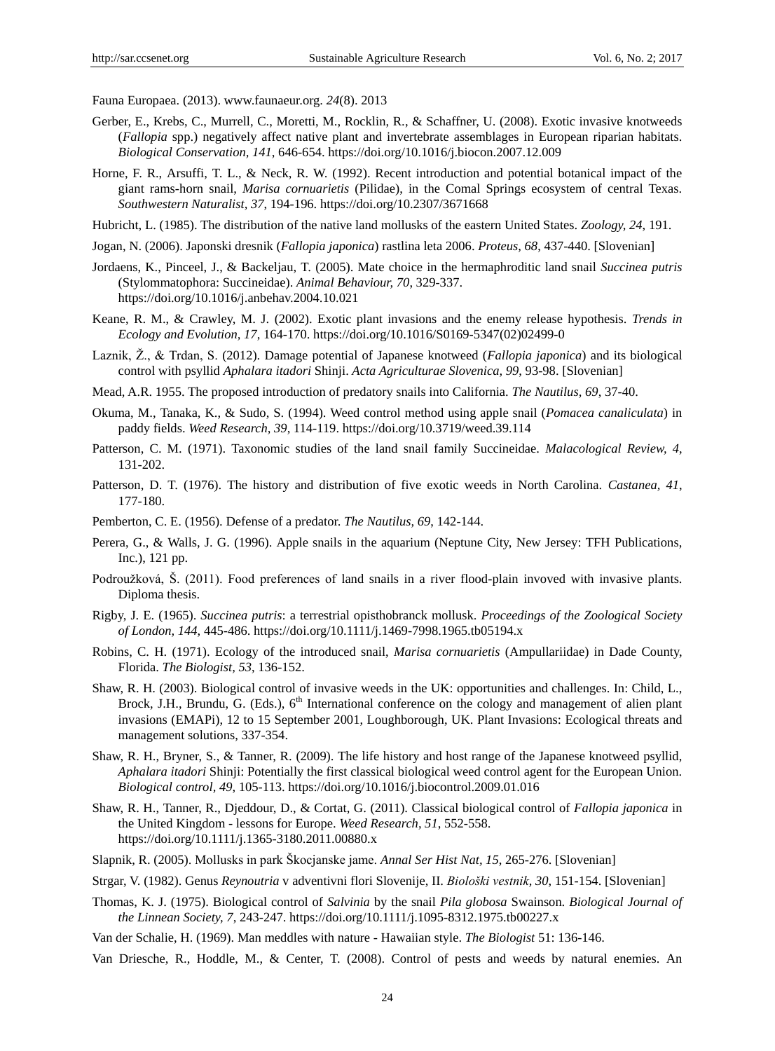Fauna Europaea. (2013). www.faunaeur.org. *24*(8). 2013

Gerber, E., Krebs, C., Murrell, C., Moretti, M., Rocklin, R., & Schaffner, U. (2008). Exotic invasive knotweeds (*Fallopia* spp.) negatively affect native plant and invertebrate assemblages in European riparian habitats. *Biological Conservation, 141*, 646-654. https://doi.org/10.1016/j.biocon.2007.12.009

Horne, F. R., Arsuffi, T. L., & Neck, R. W. (1992). Recent introduction and potential botanical impact of the giant rams-horn snail, *Marisa cornuarietis* (Pilidae), in the Comal Springs ecosystem of central Texas. *Southwestern Naturalist, 37*, 194-196. https://doi.org/10.2307/3671668

Hubricht, L. (1985). The distribution of the native land mollusks of the eastern United States. *Zoology, 24*, 191.

Jogan, N. (2006). Japonski dresnik (*Fallopia japonica*) rastlina leta 2006. *Proteus, 68*, 437-440. [Slovenian]

Jordaens, K., Pinceel, J., & Backeljau, T. (2005). Mate choice in the hermaphroditic land snail *Succinea putris* (Stylommatophora: Succineidae). *Animal Behaviour, 70*, 329-337. https://doi.org/10.1016/j.anbehav.2004.10.021

Keane, R. M., & Crawley, M. J. (2002). Exotic plant invasions and the enemy release hypothesis. *Trends in Ecology and Evolution, 17*, 164-170. https://doi.org/10.1016/S0169-5347(02)02499-0

Laznik, Ž., & Trdan, S. (2012). Damage potential of Japanese knotweed (*Fallopia japonica*) and its biological control with psyllid *Aphalara itadori* Shinji. *Acta Agriculturae Slovenica, 99*, 93-98. [Slovenian]

Mead, A.R. 1955. The proposed introduction of predatory snails into California. *The Nautilus, 69*, 37-40.

Okuma, M., Tanaka, K., & Sudo, S. (1994). Weed control method using apple snail (*Pomacea canaliculata*) in paddy fields. *Weed Research, 39*, 114-119. https://doi.org/10.3719/weed.39.114

Patterson, C. M. (1971). Taxonomic studies of the land snail family Succineidae. *Malacological Review, 4*, 131-202.

Patterson, D. T. (1976). The history and distribution of five exotic weeds in North Carolina. *Castanea, 41*, 177-180.

Pemberton, C. E. (1956). Defense of a predator. *The Nautilus, 69*, 142-144.

Perera, G., & Walls, J. G. (1996). Apple snails in the aquarium (Neptune City, New Jersey: TFH Publications, Inc.), 121 pp.

Podroužková, Š. (2011). Food preferences of land snails in a river flood-plain invoved with invasive plants. Diploma thesis.

Rigby, J. E. (1965). *Succinea putris*: a terrestrial opisthobranck mollusk. *Proceedings of the Zoological Society of London, 144*, 445-486. https://doi.org/10.1111/j.1469-7998.1965.tb05194.x

Robins, C. H. (1971). Ecology of the introduced snail, *Marisa cornuarietis* (Ampullariidae) in Dade County, Florida. *The Biologist, 53*, 136-152.

Shaw, R. H. (2003). Biological control of invasive weeds in the UK: opportunities and challenges. In: Child, L., Brock, J.H., Brundu, G. (Eds.), 6th International conference on the cology and management of alien plant invasions (EMAPi), 12 to 15 September 2001, Loughborough, UK. Plant Invasions: Ecological threats and management solutions, 337-354.

Shaw, R. H., Bryner, S., & Tanner, R. (2009). The life history and host range of the Japanese knotweed psyllid, *Aphalara itadori* Shinji: Potentially the first classical biological weed control agent for the European Union. *Biological control, 49*, 105-113. https://doi.org/10.1016/j.biocontrol.2009.01.016

Shaw, R. H., Tanner, R., Djeddour, D., & Cortat, G. (2011). Classical biological control of *Fallopia japonica* in the United Kingdom - lessons for Europe. *Weed Research, 51*, 552-558. https://doi.org/10.1111/j.1365-3180.2011.00880.x

Slapnik, R. (2005). Mollusks in park Škocjanske jame. *Annal Ser Hist Nat, 15*, 265-276. [Slovenian]

Strgar, V. (1982). Genus *Reynoutria* v adventivni flori Slovenije, II. *Biološki vestnik, 30*, 151-154. [Slovenian]

Thomas, K. J. (1975). Biological control of *Salvinia* by the snail *Pila globosa* Swainson. *Biological Journal of the Linnean Society, 7*, 243-247. https://doi.org/10.1111/j.1095-8312.1975.tb00227.x

Van der Schalie, H. (1969). Man meddles with nature - Hawaiian style. *The Biologist* 51: 136-146.

Van Driesche, R., Hoddle, M., & Center, T. (2008). Control of pests and weeds by natural enemies. An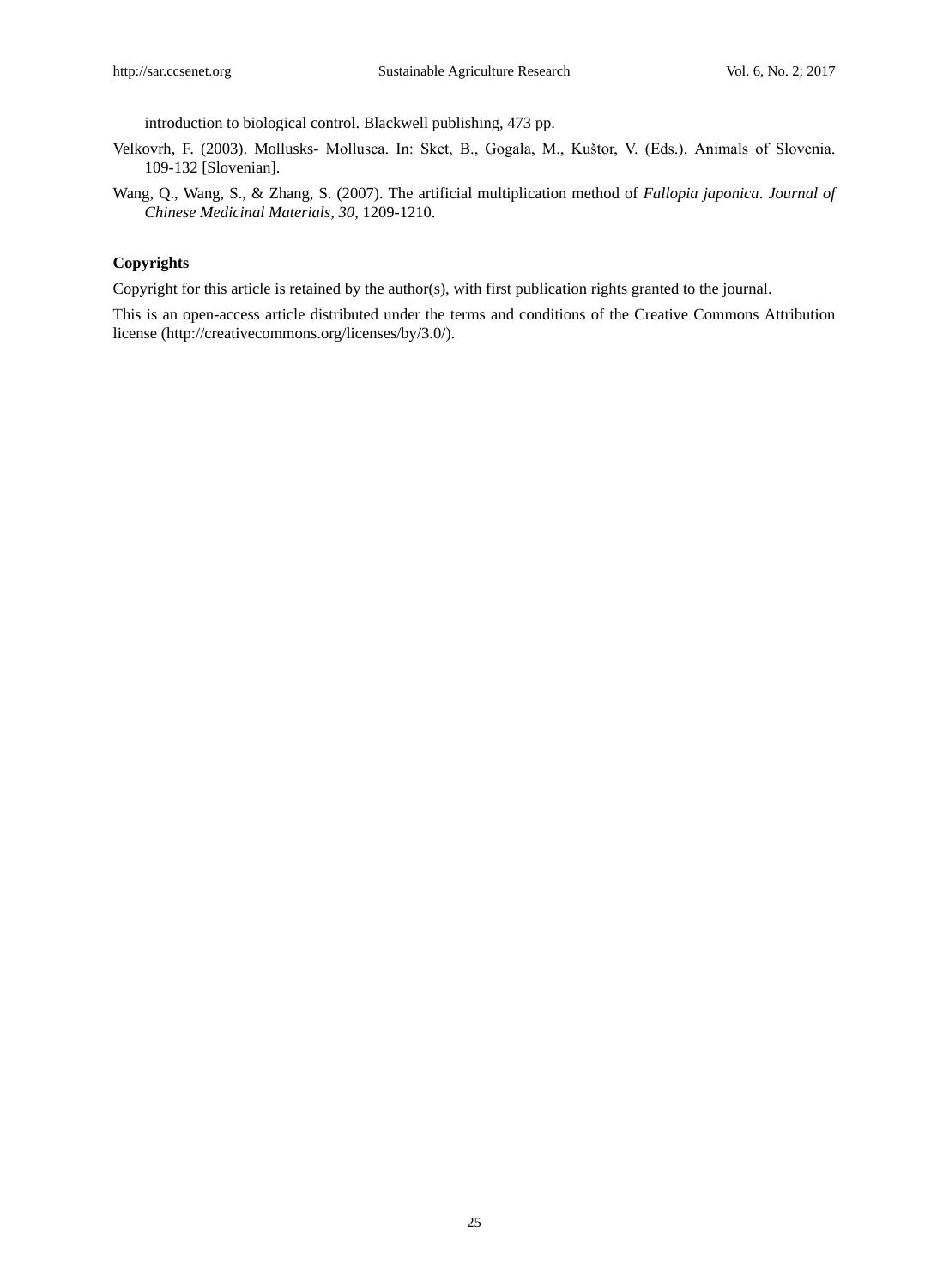introduction to biological control. Blackwell publishing, 473 pp.

Velkovrh, F. (2003). Mollusks- Mollusca. In: Sket, B., Gogala, M., Kuštor, V. (Eds.). Animals of Slovenia. 109-132 [Slovenian].

Wang, Q., Wang, S., & Zhang, S. (2007). The artificial multiplication method of *Fallopia japonica*. *Journal of Chinese Medicinal Materials, 30*, 1209-1210.

**Copyrights**

Copyright for this article is retained by the author(s), with first publication rights granted to the journal.

This is an open-access article distributed under the terms and conditions of the Creative Commons Attribution license (http://creativecommons.org/licenses/by/3.0/).